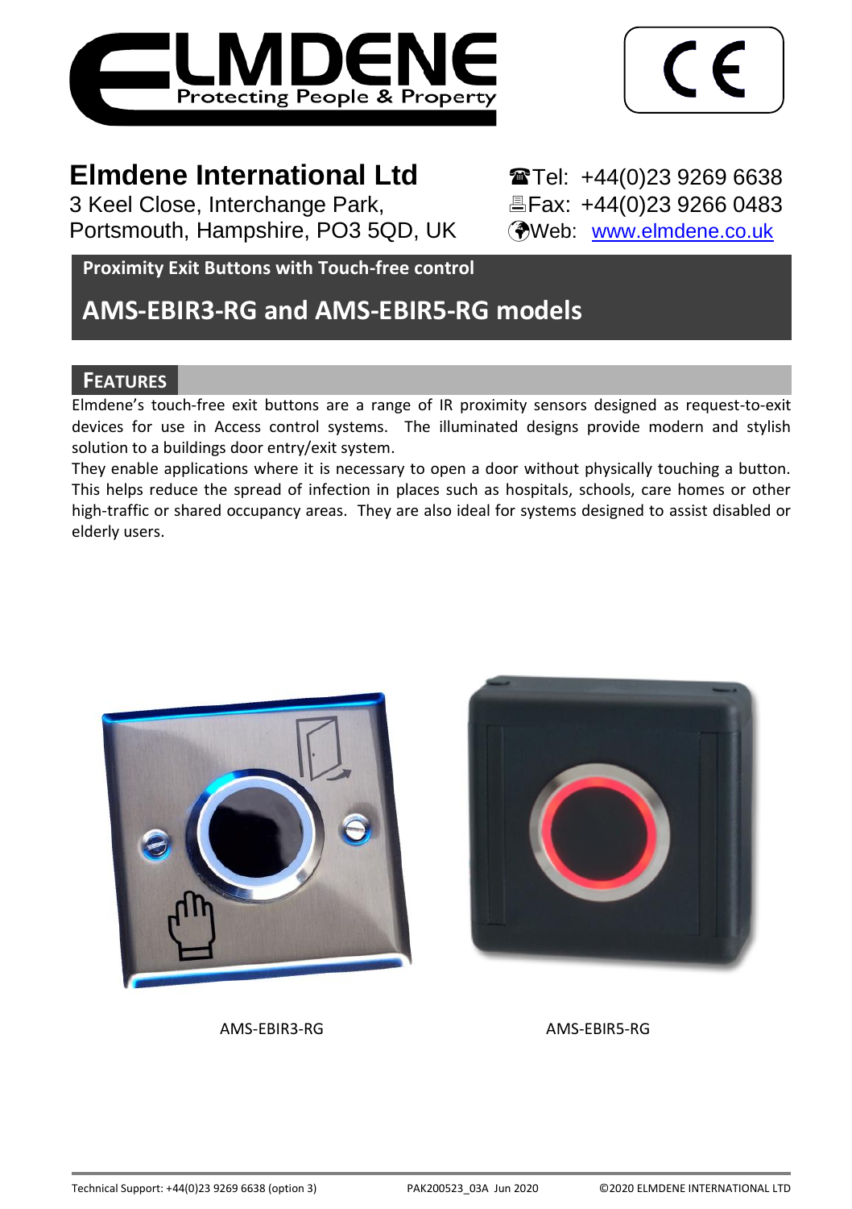# Elmdene International Ltd

3 Keel Close, Interchange Park,
Portsmouth, Hampshire, PO3 5QD, UK

Tel: +44(0)23 9269 6638
Fax: +44(0)23 9266 0483
Web: www.elmdene.co.uk

**Proximity Exit Buttons with Touch-free control**

## AMS-EBIR3-RG and AMS-EBIR5-RG models

### FEATURES

Elmdene's touch-free exit buttons are a range of IR proximity sensors designed as request-to-exit devices for use in Access control systems. The illuminated designs provide modern and stylish solution to a buildings door entry/exit system.

They enable applications where it is necessary to open a door without physically touching a button. This helps reduce the spread of infection in places such as hospitals, schools, care homes or other high-traffic or shared occupancy areas. They are also ideal for systems designed to assist disabled or elderly users.

AMS-EBIR3-RG

AMS-EBIR5-RG

Technical Support: +44(0)23 9269 6638 (option 3) PAK200523_03A Jun 2020 ©2020 ELMDENE INTERNATIONAL LTD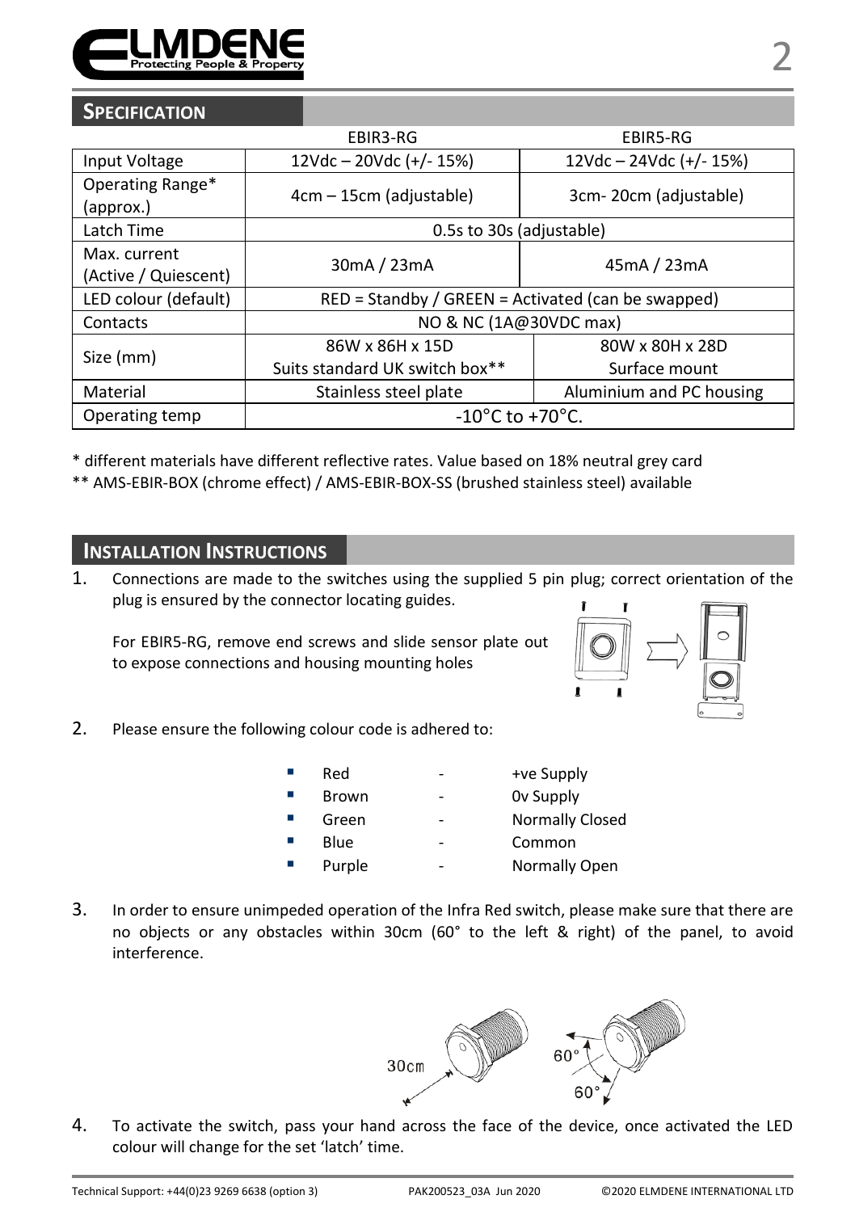## SPECIFICATION

| | EBIR3-RG | EBIR5-RG |
|---|---|---|
| Input Voltage | 12Vdc – 20Vdc (+/- 15%) | 12Vdc – 24Vdc (+/- 15%) |
| Operating Range* (approx.) | 4cm – 15cm (adjustable) | 3cm- 20cm (adjustable) |
| Latch Time | 0.5s to 30s (adjustable) | |
| Max. current (Active / Quiescent) | 30mA / 23mA | 45mA / 23mA |
| LED colour (default) | RED = Standby / GREEN = Activated (can be swapped) | |
| Contacts | NO & NC (1A@30VDC max) | |
| Size (mm) | 86W x 86H x 15D<br>Suits standard UK switch box** | 80W x 80H x 28D<br>Surface mount |
| Material | Stainless steel plate | Aluminium and PC housing |
| Operating temp | -10°C to +70°C. | |

* different materials have different reflective rates. Value based on 18% neutral grey card

** AMS-EBIR-BOX (chrome effect) / AMS-EBIR-BOX-SS (brushed stainless steel) available

## INSTALLATION INSTRUCTIONS

1. Connections are made to the switches using the supplied 5 pin plug; correct orientation of the plug is ensured by the connector locating guides.

   For EBIR5-RG, remove end screws and slide sensor plate out to expose connections and housing mounting holes

2. Please ensure the following colour code is adhered to:

   - Red - +ve Supply
   - Brown - 0v Supply
   - Green - Normally Closed
   - Blue - Common
   - Purple - Normally Open

3. In order to ensure unimpeded operation of the Infra Red switch, please make sure that there are no objects or any obstacles within 30cm (60° to the left & right) of the panel, to avoid interference.

4. To activate the switch, pass your hand across the face of the device, once activated the LED colour will change for the set 'latch' time.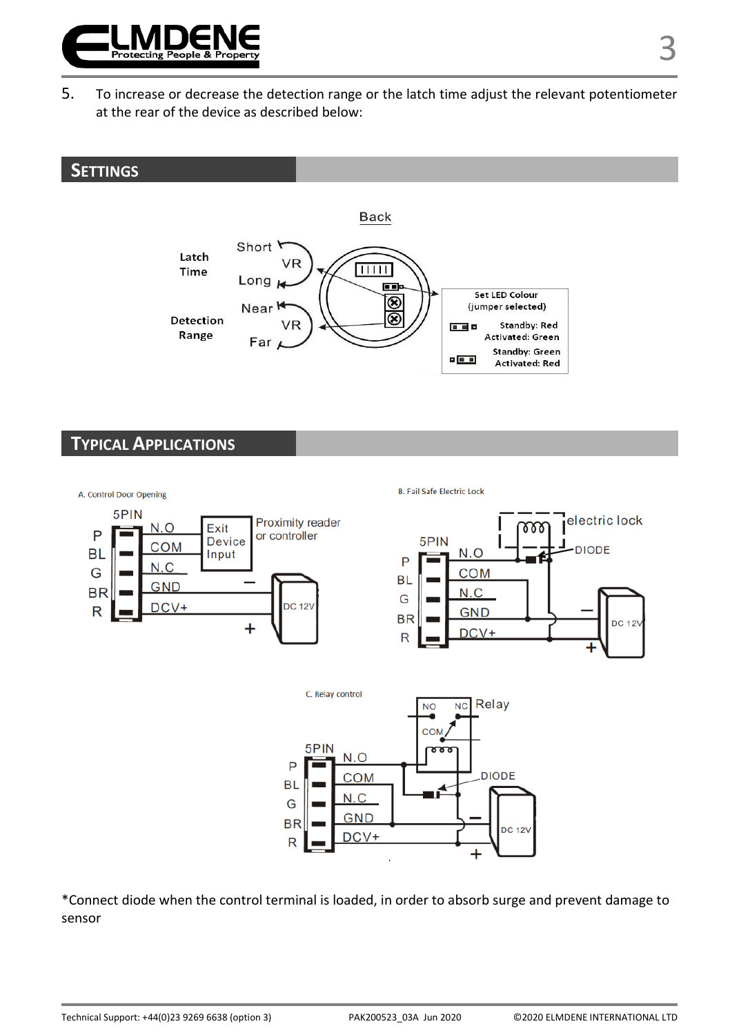5. To increase or decrease the detection range or the latch time adjust the relevant potentiometer at the rear of the device as described below:

## SETTINGS

Back

Latch Time — Short / VR / Long

Detection Range — Near / VR / Far

| Set LED Colour (jumper selected) | |
|---|---|
| ■■▫ | Standby: Red, Activated: Green |
| ▫■■ | Standby: Green, Activated: Red |

## TYPICAL APPLICATIONS

A. Control Door Opening

5PIN: P – N.O, BL – COM, G – N.C, BR – GND, R – DCV+

Exit Device Input — Proximity reader or controller

DC 12V (−, +)

B. Fail Safe Electric Lock

5PIN: P – N.O, BL – COM, G – N.C, BR – GND, R – DCV+

electric lock, DIODE, DC 12V (−, +)

C. Relay control

5PIN: P – N.O, BL – COM, G – N.C, BR – GND, R – DCV+

Relay (NO, NC, COM), DIODE, DC 12V (−, +)

*Connect diode when the control terminal is loaded, in order to absorb surge and prevent damage to sensor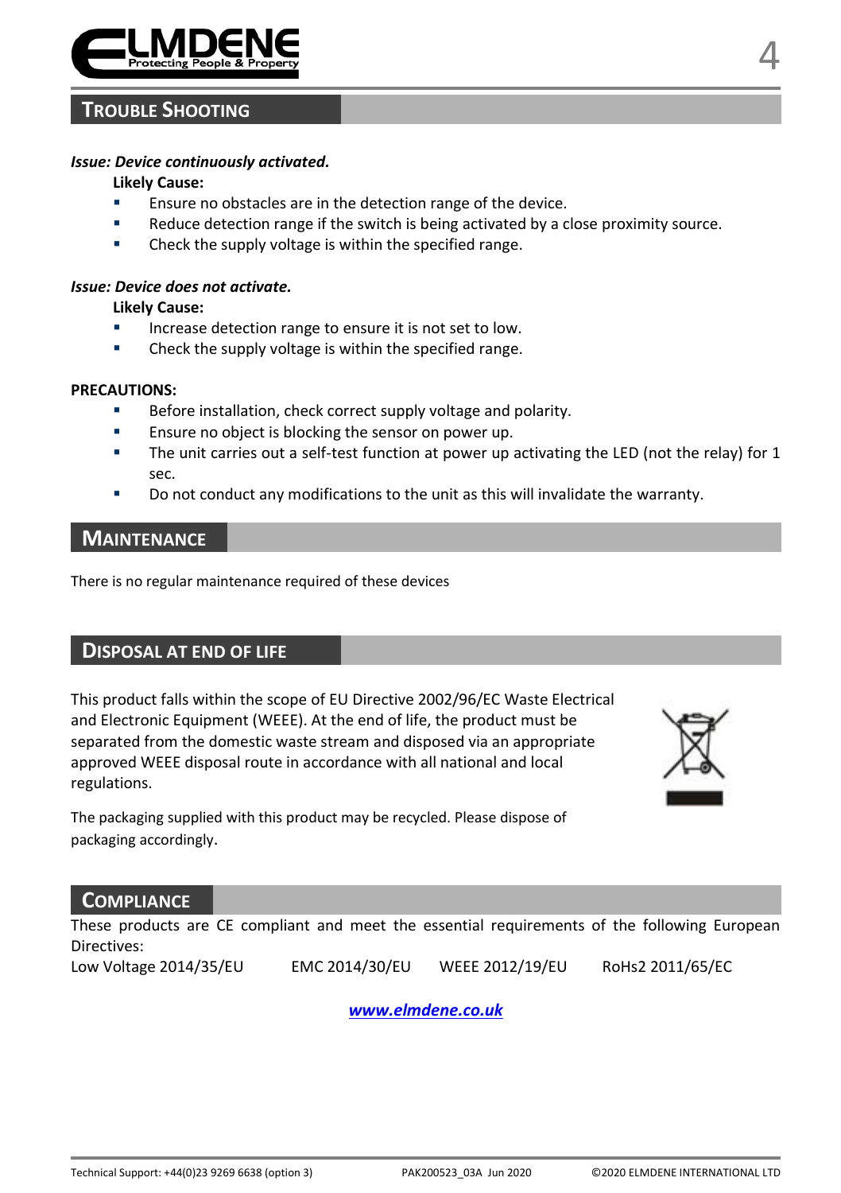## Trouble Shooting

***Issue: Device continuously activated.***

**Likely Cause:**

- Ensure no obstacles are in the detection range of the device.
- Reduce detection range if the switch is being activated by a close proximity source.
- Check the supply voltage is within the specified range.

***Issue: Device does not activate.***

**Likely Cause:**

- Increase detection range to ensure it is not set to low.
- Check the supply voltage is within the specified range.

**PRECAUTIONS:**

- Before installation, check correct supply voltage and polarity.
- Ensure no object is blocking the sensor on power up.
- The unit carries out a self-test function at power up activating the LED (not the relay) for 1 sec.
- Do not conduct any modifications to the unit as this will invalidate the warranty.

## Maintenance

There is no regular maintenance required of these devices

## Disposal at End of Life

This product falls within the scope of EU Directive 2002/96/EC Waste Electrical and Electronic Equipment (WEEE). At the end of life, the product must be separated from the domestic waste stream and disposed via an appropriate approved WEEE disposal route in accordance with all national and local regulations.

The packaging supplied with this product may be recycled. Please dispose of packaging accordingly.

## Compliance

These products are CE compliant and meet the essential requirements of the following European Directives:

Low Voltage 2014/35/EU EMC 2014/30/EU WEEE 2012/19/EU RoHs2 2011/65/EC

***www.elmdene.co.uk***

Technical Support: +44(0)23 9269 6638 (option 3) PAK200523_03A Jun 2020 ©2020 ELMDENE INTERNATIONAL LTD